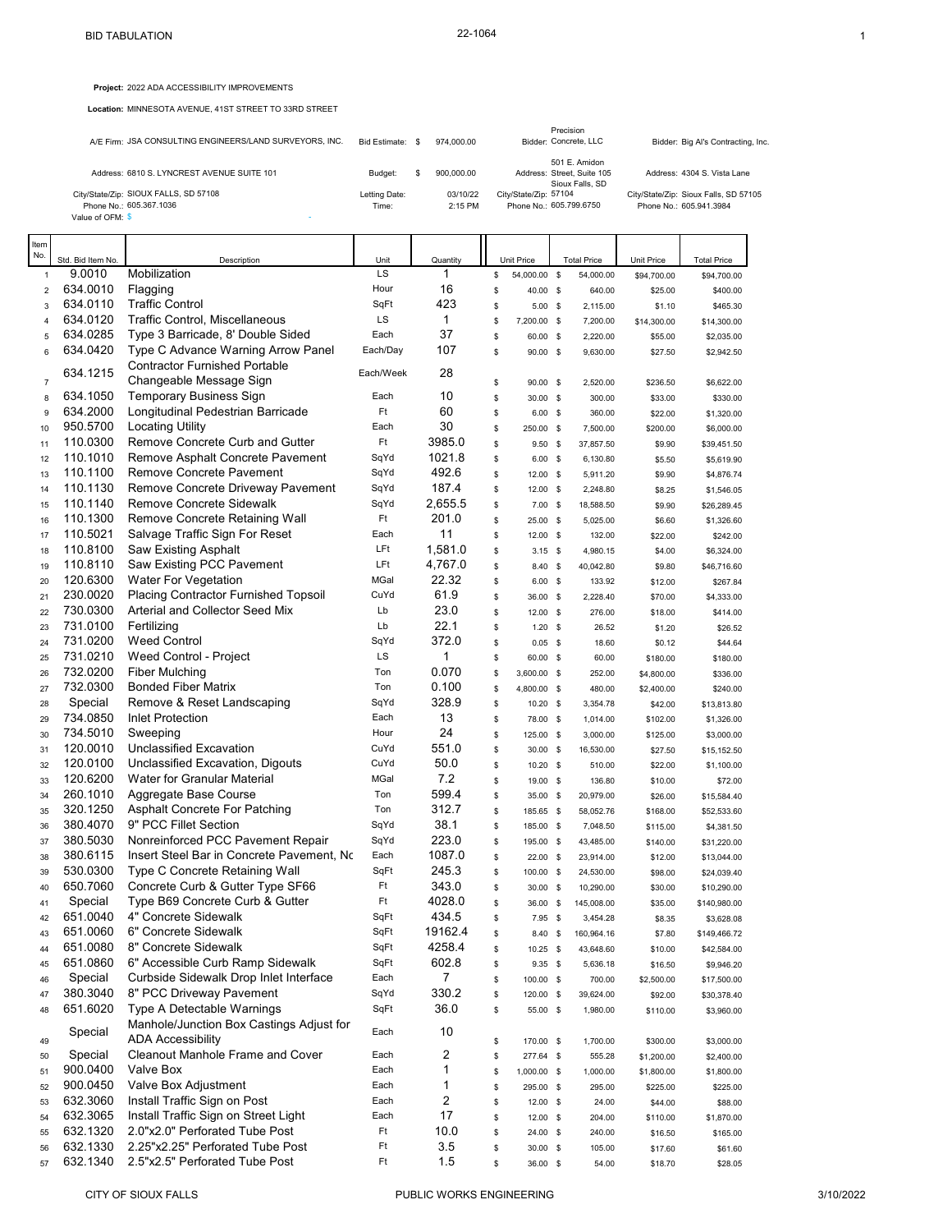BID TABULATION

22-1064

**Project:** 2022 ADA ACCESSIBILITY IMPROVEMENTS

**Location:** MINNESOTA AVENUE, 41ST STREET TO 33RD STREET

| | | | | | |
|---|---|---|---|---|---|
| A/E Firm: | JSA CONSULTING ENGINEERS/LAND SURVEYORS, INC. | Bid Estimate: | $ 974,000.00 | Bidder: Precision Concrete, LLC | Bidder: Big Al's Contracting, Inc. |
| Address: | 6810 S. LYNCREST AVENUE SUITE 101 | Budget: | $ 900,000.00 | Address: 501 E. Amidon Street, Suite 105 | Address: 4304 S. Vista Lane |
| City/State/Zip: | SIOUX FALLS, SD 57108 | Letting Date: | 03/10/22 | City/State/Zip: Sioux Falls, SD 57104 | City/State/Zip: Sioux Falls, SD 57105 |
| Phone No.: | 605.367.1036 | Time: | 2:15 PM | Phone No.: 605.799.6750 | Phone No.: 605.941.3984 |
| Value of OFM: | $ - | | | | |

| Item No. | Std. Bid Item No. | Description | Unit | Quantity | Precision Unit Price | Precision Total Price | Big Al's Unit Price | Big Al's Total Price |
|---|---|---|---|---|---|---|---|---|
| 1 | 9.0010 | Mobilization | LS | 1 | $ 54,000.00 | $ 54,000.00 | $94,700.00 | $94,700.00 |
| 2 | 634.0010 | Flagging | Hour | 16 | $ 40.00 | $ 640.00 | $25.00 | $400.00 |
| 3 | 634.0110 | Traffic Control | SqFt | 423 | $ 5.00 | $ 2,115.00 | $1.10 | $465.30 |
| 4 | 634.0120 | Traffic Control, Miscellaneous | LS | 1 | $ 7,200.00 | $ 7,200.00 | $14,300.00 | $14,300.00 |
| 5 | 634.0285 | Type 3 Barricade, 8' Double Sided | Each | 37 | $ 60.00 | $ 2,220.00 | $55.00 | $2,035.00 |
| 6 | 634.0420 | Type C Advance Warning Arrow Panel | Each/Day | 107 | $ 90.00 | $ 9,630.00 | $27.50 | $2,942.50 |
| 7 | 634.1215 | Contractor Furnished Portable Changeable Message Sign | Each/Week | 28 | $ 90.00 | $ 2,520.00 | $236.50 | $6,622.00 |
| 8 | 634.1050 | Temporary Business Sign | Each | 10 | $ 30.00 | $ 300.00 | $33.00 | $330.00 |
| 9 | 634.2000 | Longitudinal Pedestrian Barricade | Ft | 60 | $ 6.00 | $ 360.00 | $22.00 | $1,320.00 |
| 10 | 950.5700 | Locating Utility | Each | 30 | $ 250.00 | $ 7,500.00 | $200.00 | $6,000.00 |
| 11 | 110.0300 | Remove Concrete Curb and Gutter | Ft | 3985.0 | $ 9.50 | $ 37,857.50 | $9.90 | $39,451.50 |
| 12 | 110.1010 | Remove Asphalt Concrete Pavement | SqYd | 1021.8 | $ 6.00 | $ 6,130.80 | $5.50 | $5,619.90 |
| 13 | 110.1100 | Remove Concrete Pavement | SqYd | 492.6 | $ 12.00 | $ 5,911.20 | $9.90 | $4,876.74 |
| 14 | 110.1130 | Remove Concrete Driveway Pavement | SqYd | 187.4 | $ 12.00 | $ 2,248.80 | $8.25 | $1,546.05 |
| 15 | 110.1140 | Remove Concrete Sidewalk | SqYd | 2,655.5 | $ 7.00 | $ 18,588.50 | $9.90 | $26,289.45 |
| 16 | 110.1300 | Remove Concrete Retaining Wall | Ft | 201.0 | $ 25.00 | $ 5,025.00 | $6.60 | $1,326.60 |
| 17 | 110.5021 | Salvage Traffic Sign For Reset | Each | 11 | $ 12.00 | $ 132.00 | $22.00 | $242.00 |
| 18 | 110.8100 | Saw Existing Asphalt | LFt | 1,581.0 | $ 3.15 | $ 4,980.15 | $4.00 | $6,324.00 |
| 19 | 110.8110 | Saw Existing PCC Pavement | LFt | 4,767.0 | $ 8.40 | $ 40,042.80 | $9.80 | $46,716.60 |
| 20 | 120.6300 | Water For Vegetation | MGal | 22.32 | $ 6.00 | $ 133.92 | $12.00 | $267.84 |
| 21 | 230.0020 | Placing Contractor Furnished Topsoil | CuYd | 61.9 | $ 36.00 | $ 2,228.40 | $70.00 | $4,333.00 |
| 22 | 730.0300 | Arterial and Collector Seed Mix | Lb | 23.0 | $ 12.00 | $ 276.00 | $18.00 | $414.00 |
| 23 | 731.0100 | Fertilizing | Lb | 22.1 | $ 1.20 | $ 26.52 | $1.20 | $26.52 |
| 24 | 731.0200 | Weed Control | SqYd | 372.0 | $ 0.05 | $ 18.60 | $0.12 | $44.64 |
| 25 | 731.0210 | Weed Control - Project | LS | 1 | $ 60.00 | $ 60.00 | $180.00 | $180.00 |
| 26 | 732.0200 | Fiber Mulching | Ton | 0.070 | $ 3,600.00 | $ 252.00 | $4,800.00 | $336.00 |
| 27 | 732.0300 | Bonded Fiber Matrix | Ton | 0.100 | $ 4,800.00 | $ 480.00 | $2,400.00 | $240.00 |
| 28 | Special | Remove & Reset Landscaping | SqYd | 328.9 | $ 10.20 | $ 3,354.78 | $42.00 | $13,813.80 |
| 29 | 734.0850 | Inlet Protection | Each | 13 | $ 78.00 | $ 1,014.00 | $102.00 | $1,326.00 |
| 30 | 734.5010 | Sweeping | Hour | 24 | $ 125.00 | $ 3,000.00 | $125.00 | $3,000.00 |
| 31 | 120.0010 | Unclassified Excavation | CuYd | 551.0 | $ 30.00 | $ 16,530.00 | $27.50 | $15,152.50 |
| 32 | 120.0100 | Unclassified Excavation, Digouts | CuYd | 50.0 | $ 10.20 | $ 510.00 | $22.00 | $1,100.00 |
| 33 | 120.6200 | Water for Granular Material | MGal | 7.2 | $ 19.00 | $ 136.80 | $10.00 | $72.00 |
| 34 | 260.1010 | Aggregate Base Course | Ton | 599.4 | $ 35.00 | $ 20,979.00 | $26.00 | $15,584.40 |
| 35 | 320.1250 | Asphalt Concrete For Patching | Ton | 312.7 | $ 185.65 | $ 58,052.76 | $168.00 | $52,533.60 |
| 36 | 380.4070 | 9" PCC Fillet Section | SqYd | 38.1 | $ 185.00 | $ 7,048.50 | $115.00 | $4,381.50 |
| 37 | 380.5030 | Nonreinforced PCC Pavement Repair | SqYd | 223.0 | $ 195.00 | $ 43,485.00 | $140.00 | $31,220.00 |
| 38 | 380.6115 | Insert Steel Bar in Concrete Pavement, Nc | Each | 1087.0 | $ 22.00 | $ 23,914.00 | $12.00 | $13,044.00 |
| 39 | 530.0300 | Type C Concrete Retaining Wall | SqFt | 245.3 | $ 100.00 | $ 24,530.00 | $98.00 | $24,039.40 |
| 40 | 650.7060 | Concrete Curb & Gutter Type SF66 | Ft | 343.0 | $ 30.00 | $ 10,290.00 | $30.00 | $10,290.00 |
| 41 | Special | Type B69 Concrete Curb & Gutter | Ft | 4028.0 | $ 36.00 | $ 145,008.00 | $35.00 | $140,980.00 |
| 42 | 651.0040 | 4" Concrete Sidewalk | SqFt | 434.5 | $ 7.95 | $ 3,454.28 | $8.35 | $3,628.08 |
| 43 | 651.0060 | 6" Concrete Sidewalk | SqFt | 19162.4 | $ 8.40 | $ 160,964.16 | $7.80 | $149,466.72 |
| 44 | 651.0080 | 8" Concrete Sidewalk | SqFt | 4258.4 | $ 10.25 | $ 43,648.60 | $10.00 | $42,584.00 |
| 45 | 651.0860 | 6" Accessible Curb Ramp Sidewalk | SqFt | 602.8 | $ 9.35 | $ 5,636.18 | $16.50 | $9,946.20 |
| 46 | Special | Curbside Sidewalk Drop Inlet Interface | Each | 7 | $ 100.00 | $ 700.00 | $2,500.00 | $17,500.00 |
| 47 | 380.3040 | 8" PCC Driveway Pavement | SqYd | 330.2 | $ 120.00 | $ 39,624.00 | $92.00 | $30,378.40 |
| 48 | 651.6020 | Type A Detectable Warnings | SqFt | 36.0 | $ 55.00 | $ 1,980.00 | $110.00 | $3,960.00 |
| 49 | Special | Manhole/Junction Box Castings Adjust for ADA Accessibility | Each | 10 | $ 170.00 | $ 1,700.00 | $300.00 | $3,000.00 |
| 50 | Special | Cleanout Manhole Frame and Cover | Each | 2 | $ 277.64 | $ 555.28 | $1,200.00 | $2,400.00 |
| 51 | 900.0400 | Valve Box | Each | 1 | $ 1,000.00 | $ 1,000.00 | $1,800.00 | $1,800.00 |
| 52 | 900.0450 | Valve Box Adjustment | Each | 1 | $ 295.00 | $ 295.00 | $225.00 | $225.00 |
| 53 | 632.3060 | Install Traffic Sign on Post | Each | 2 | $ 12.00 | $ 24.00 | $44.00 | $88.00 |
| 54 | 632.3065 | Install Traffic Sign on Street Light | Each | 17 | $ 12.00 | $ 204.00 | $110.00 | $1,870.00 |
| 55 | 632.1320 | 2.0"x2.0" Perforated Tube Post | Ft | 10.0 | $ 24.00 | $ 240.00 | $16.50 | $165.00 |
| 56 | 632.1330 | 2.25"x2.25" Perforated Tube Post | Ft | 3.5 | $ 30.00 | $ 105.00 | $17.60 | $61.60 |
| 57 | 632.1340 | 2.5"x2.5" Perforated Tube Post | Ft | 1.5 | $ 36.00 | $ 54.00 | $18.70 | $28.05 |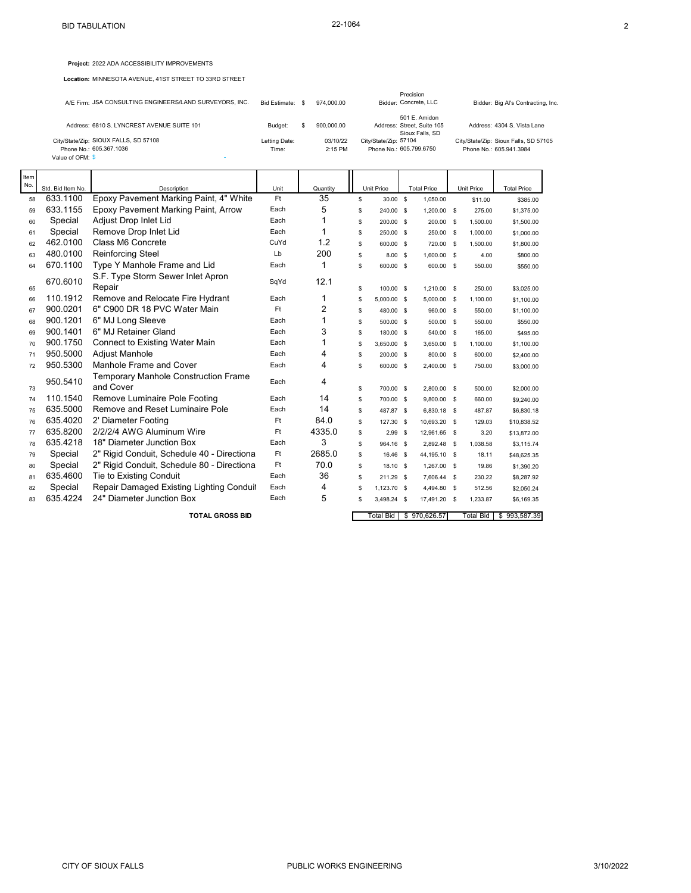BID TABULATION

22-1064

**Project:** 2022 ADA ACCESSIBILITY IMPROVEMENTS

**Location:** MINNESOTA AVENUE, 41ST STREET TO 33RD STREET

| | | | | | |
|---|---|---|---|---|---|
| A/E Firm: JSA CONSULTING ENGINEERS/LAND SURVEYORS, INC. | Bid Estimate: $ 974,000.00 | | Bidder: Precision Concrete, LLC | | Bidder: Big Al's Contracting, Inc. |
| Address: 6810 S. LYNCREST AVENUE SUITE 101 | Budget: $ 900,000.00 | | Address: 501 E. Amidon Street, Suite 105 | | Address: 4304 S. Vista Lane |
| City/State/Zip: SIOUX FALLS, SD 57108 | Letting Date: 03/10/22 | | City/State/Zip: Sioux Falls, SD 57104 | | City/State/Zip: Sioux Falls, SD 57105 |
| Phone No.: 605.367.1036 | Time: 2:15 PM | | Phone No.: 605.799.6750 | | Phone No.: 605.941.3984 |
| Value of OFM: $ - | | | | | |

| Item No. | Std. Bid Item No. | Description | Unit | Quantity | Unit Price | Total Price | Unit Price | Total Price |
|---|---|---|---|---|---|---|---|---|
| 58 | 633.1100 | Epoxy Pavement Marking Paint, 4" White | Ft | 35 | $ 30.00 | $ 1,050.00 | $11.00 | $385.00 |
| 59 | 633.1155 | Epoxy Pavement Marking Paint, Arrow | Each | 5 | $ 240.00 | $ 1,200.00 | $ 275.00 | $1,375.00 |
| 60 | Special | Adjust Drop Inlet Lid | Each | 1 | $ 200.00 | $ 200.00 | $ 1,500.00 | $1,500.00 |
| 61 | Special | Remove Drop Inlet Lid | Each | 1 | $ 250.00 | $ 250.00 | $ 1,000.00 | $1,000.00 |
| 62 | 462.0100 | Class M6 Concrete | CuYd | 1.2 | $ 600.00 | $ 720.00 | $ 1,500.00 | $1,800.00 |
| 63 | 480.0100 | Reinforcing Steel | Lb | 200 | $ 8.00 | $ 1,600.00 | $ 4.00 | $800.00 |
| 64 | 670.1100 | Type Y Manhole Frame and Lid | Each | 1 | $ 600.00 | $ 600.00 | $ 550.00 | $550.00 |
| 65 | 670.6010 | S.F. Type Storm Sewer Inlet Apron Repair | SqYd | 12.1 | $ 100.00 | $ 1,210.00 | $ 250.00 | $3,025.00 |
| 66 | 110.1912 | Remove and Relocate Fire Hydrant | Each | 1 | $ 5,000.00 | $ 5,000.00 | $ 1,100.00 | $1,100.00 |
| 67 | 900.0201 | 6" C900 DR 18 PVC Water Main | Ft | 2 | $ 480.00 | $ 960.00 | $ 550.00 | $1,100.00 |
| 68 | 900.1201 | 6" MJ Long Sleeve | Each | 1 | $ 500.00 | $ 500.00 | $ 550.00 | $550.00 |
| 69 | 900.1401 | 6" MJ Retainer Gland | Each | 3 | $ 180.00 | $ 540.00 | $ 165.00 | $495.00 |
| 70 | 900.1750 | Connect to Existing Water Main | Each | 1 | $ 3,650.00 | $ 3,650.00 | $ 1,100.00 | $1,100.00 |
| 71 | 950.5000 | Adjust Manhole | Each | 4 | $ 200.00 | $ 800.00 | $ 600.00 | $2,400.00 |
| 72 | 950.5300 | Manhole Frame and Cover | Each | 4 | $ 600.00 | $ 2,400.00 | $ 750.00 | $3,000.00 |
| 73 | 950.5410 | Temporary Manhole Construction Frame and Cover | Each | 4 | $ 700.00 | $ 2,800.00 | $ 500.00 | $2,000.00 |
| 74 | 110.1540 | Remove Luminaire Pole Footing | Each | 14 | $ 700.00 | $ 9,800.00 | $ 660.00 | $9,240.00 |
| 75 | 635.5000 | Remove and Reset Luminaire Pole | Each | 14 | $ 487.87 | $ 6,830.18 | $ 487.87 | $6,830.18 |
| 76 | 635.4020 | 2' Diameter Footing | Ft | 84.0 | $ 127.30 | $ 10,693.20 | $ 129.03 | $10,838.52 |
| 77 | 635.8200 | 2/2/2/4 AWG Aluminum Wire | Ft | 4335.0 | $ 2.99 | $ 12,961.65 | $ 3.20 | $13,872.00 |
| 78 | 635.4218 | 18" Diameter Junction Box | Each | 3 | $ 964.16 | $ 2,892.48 | $ 1,038.58 | $3,115.74 |
| 79 | Special | 2" Rigid Conduit, Schedule 40 - Directiona | Ft | 2685.0 | $ 16.46 | $ 44,195.10 | $ 18.11 | $48,625.35 |
| 80 | Special | 2" Rigid Conduit, Schedule 80 - Directiona | Ft | 70.0 | $ 18.10 | $ 1,267.00 | $ 19.86 | $1,390.20 |
| 81 | 635.4600 | Tie to Existing Conduit | Each | 36 | $ 211.29 | $ 7,606.44 | $ 230.22 | $8,287.92 |
| 82 | Special | Repair Damaged Existing Lighting Conduil | Each | 4 | $ 1,123.70 | $ 4,494.80 | $ 512.56 | $2,050.24 |
| 83 | 635.4224 | 24" Diameter Junction Box | Each | 5 | $ 3,498.24 | $ 17,491.20 | $ 1,233.87 | $6,169.35 |
| | | **TOTAL GROSS BID** | | | Total Bid | $ 970,626.57 | Total Bid | $ 993,587.39 |

CITY OF SIOUX FALLS — PUBLIC WORKS ENGINEERING — 3/10/2022